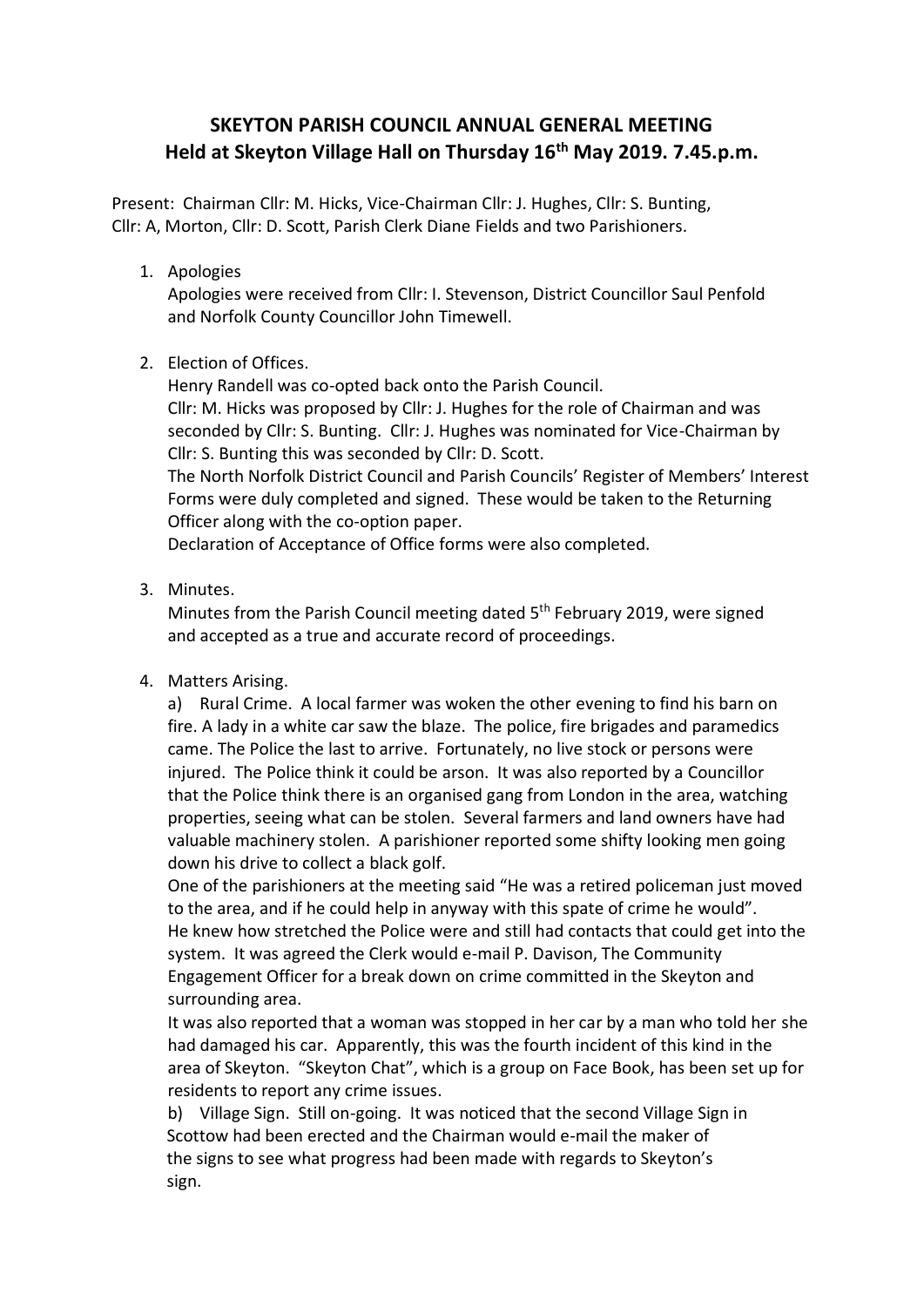# SKEYTON PARISH COUNCIL ANNUAL GENERAL MEETING
## Held at Skeyton Village Hall on Thursday 16th May 2019. 7.45.p.m.

Present: Chairman Cllr: M. Hicks, Vice-Chairman Cllr: J. Hughes, Cllr: S. Bunting, Cllr: A, Morton, Cllr: D. Scott, Parish Clerk Diane Fields and two Parishioners.

1. Apologies
   Apologies were received from Cllr: I. Stevenson, District Councillor Saul Penfold and Norfolk County Councillor John Timewell.

2. Election of Offices.
   Henry Randell was co-opted back onto the Parish Council.
   Cllr: M. Hicks was proposed by Cllr: J. Hughes for the role of Chairman and was seconded by Cllr: S. Bunting. Cllr: J. Hughes was nominated for Vice-Chairman by Cllr: S. Bunting this was seconded by Cllr: D. Scott.
   The North Norfolk District Council and Parish Councils' Register of Members' Interest Forms were duly completed and signed. These would be taken to the Returning Officer along with the co-option paper.
   Declaration of Acceptance of Office forms were also completed.

3. Minutes.
   Minutes from the Parish Council meeting dated 5th February 2019, were signed and accepted as a true and accurate record of proceedings.

4. Matters Arising.
   a) Rural Crime. A local farmer was woken the other evening to find his barn on fire. A lady in a white car saw the blaze. The police, fire brigades and paramedics came. The Police the last to arrive. Fortunately, no live stock or persons were injured. The Police think it could be arson. It was also reported by a Councillor that the Police think there is an organised gang from London in the area, watching properties, seeing what can be stolen. Several farmers and land owners have had valuable machinery stolen. A parishioner reported some shifty looking men going down his drive to collect a black golf.
   One of the parishioners at the meeting said "He was a retired policeman just moved to the area, and if he could help in anyway with this spate of crime he would". He knew how stretched the Police were and still had contacts that could get into the system. It was agreed the Clerk would e-mail P. Davison, The Community Engagement Officer for a break down on crime committed in the Skeyton and surrounding area.
   It was also reported that a woman was stopped in her car by a man who told her she had damaged his car. Apparently, this was the fourth incident of this kind in the area of Skeyton. "Skeyton Chat", which is a group on Face Book, has been set up for residents to report any crime issues.
   b) Village Sign. Still on-going. It was noticed that the second Village Sign in Scottow had been erected and the Chairman would e-mail the maker of the signs to see what progress had been made with regards to Skeyton's sign.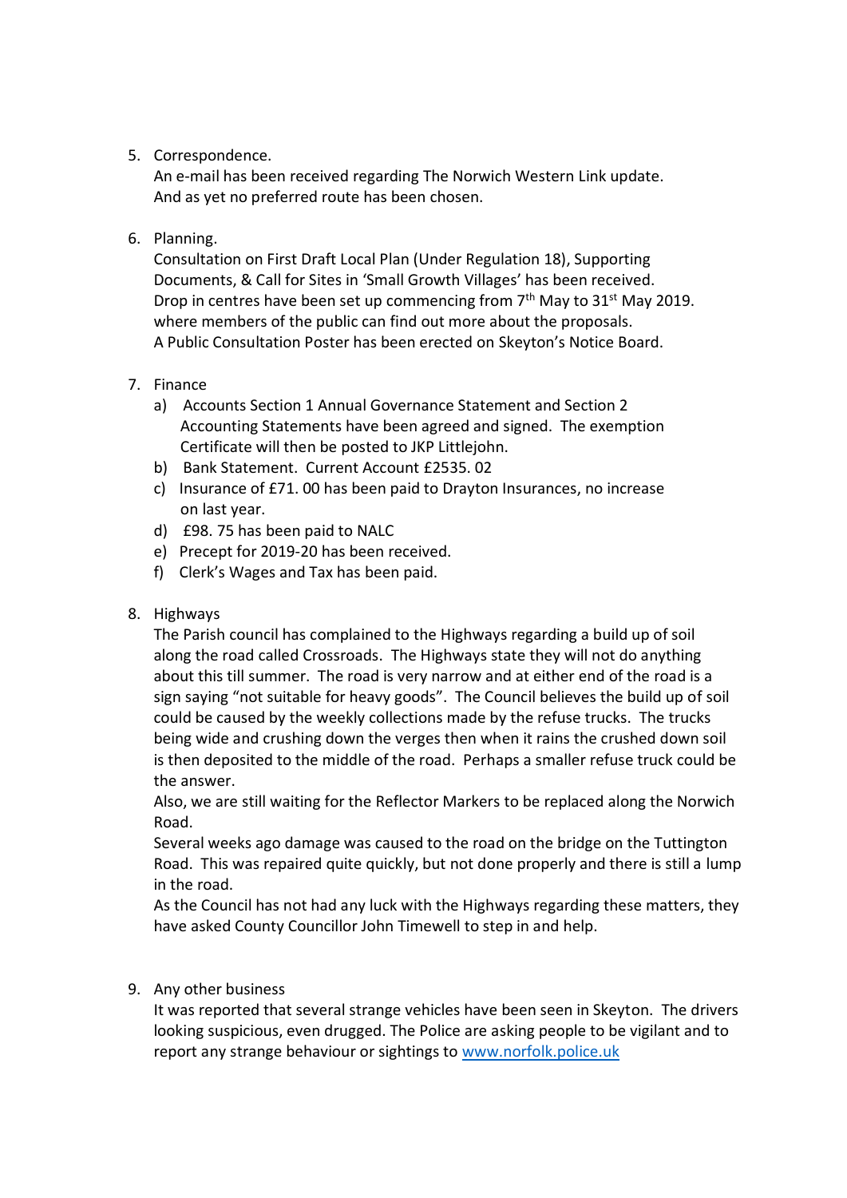5. Correspondence.
   An e-mail has been received regarding The Norwich Western Link update. And as yet no preferred route has been chosen.

6. Planning.
   Consultation on First Draft Local Plan (Under Regulation 18), Supporting Documents, & Call for Sites in 'Small Growth Villages' has been received. Drop in centres have been set up commencing from 7th May to 31st May 2019. where members of the public can find out more about the proposals.
   A Public Consultation Poster has been erected on Skeyton's Notice Board.

7. Finance
   a) Accounts Section 1 Annual Governance Statement and Section 2 Accounting Statements have been agreed and signed. The exemption Certificate will then be posted to JKP Littlejohn.
   b) Bank Statement. Current Account £2535. 02
   c) Insurance of £71. 00 has been paid to Drayton Insurances, no increase on last year.
   d) £98. 75 has been paid to NALC
   e) Precept for 2019-20 has been received.
   f) Clerk's Wages and Tax has been paid.

8. Highways
   The Parish council has complained to the Highways regarding a build up of soil along the road called Crossroads. The Highways state they will not do anything about this till summer. The road is very narrow and at either end of the road is a sign saying "not suitable for heavy goods". The Council believes the build up of soil could be caused by the weekly collections made by the refuse trucks. The trucks being wide and crushing down the verges then when it rains the crushed down soil is then deposited to the middle of the road. Perhaps a smaller refuse truck could be the answer.
   Also, we are still waiting for the Reflector Markers to be replaced along the Norwich Road.
   Several weeks ago damage was caused to the road on the bridge on the Tuttington Road. This was repaired quite quickly, but not done properly and there is still a lump in the road.
   As the Council has not had any luck with the Highways regarding these matters, they have asked County Councillor John Timewell to step in and help.

9. Any other business
   It was reported that several strange vehicles have been seen in Skeyton. The drivers looking suspicious, even drugged. The Police are asking people to be vigilant and to report any strange behaviour or sightings to [www.norfolk.police.uk](http://www.norfolk.police.uk)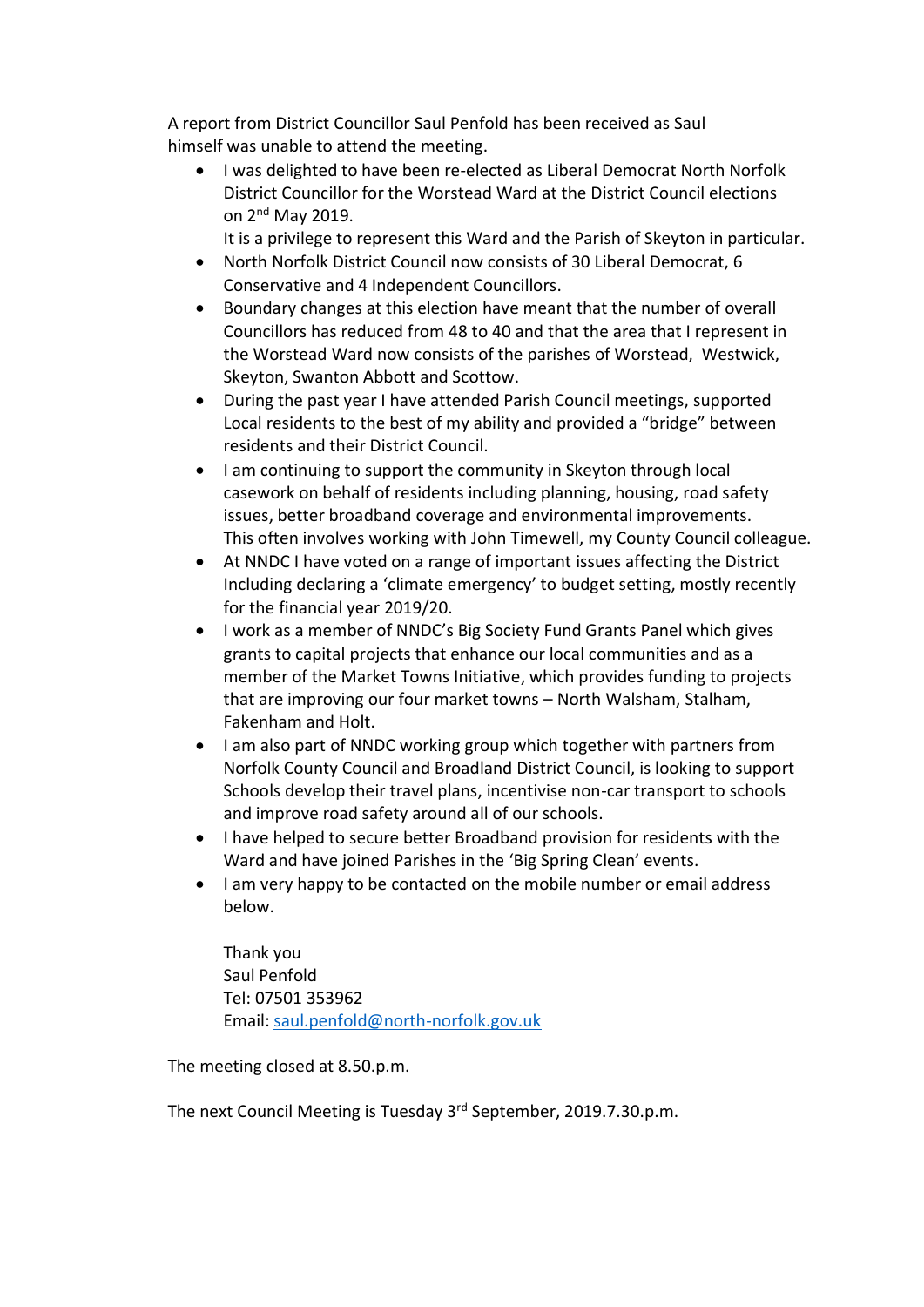A report from District Councillor Saul Penfold has been received as Saul himself was unable to attend the meeting.

- I was delighted to have been re-elected as Liberal Democrat North Norfolk District Councillor for the Worstead Ward at the District Council elections on 2nd May 2019.
  It is a privilege to represent this Ward and the Parish of Skeyton in particular.
- North Norfolk District Council now consists of 30 Liberal Democrat, 6 Conservative and 4 Independent Councillors.
- Boundary changes at this election have meant that the number of overall Councillors has reduced from 48 to 40 and that the area that I represent in the Worstead Ward now consists of the parishes of Worstead, Westwick, Skeyton, Swanton Abbott and Scottow.
- During the past year I have attended Parish Council meetings, supported Local residents to the best of my ability and provided a "bridge" between residents and their District Council.
- I am continuing to support the community in Skeyton through local casework on behalf of residents including planning, housing, road safety issues, better broadband coverage and environmental improvements. This often involves working with John Timewell, my County Council colleague.
- At NNDC I have voted on a range of important issues affecting the District Including declaring a 'climate emergency' to budget setting, mostly recently for the financial year 2019/20.
- I work as a member of NNDC's Big Society Fund Grants Panel which gives grants to capital projects that enhance our local communities and as a member of the Market Towns Initiative, which provides funding to projects that are improving our four market towns – North Walsham, Stalham, Fakenham and Holt.
- I am also part of NNDC working group which together with partners from Norfolk County Council and Broadland District Council, is looking to support Schools develop their travel plans, incentivise non-car transport to schools and improve road safety around all of our schools.
- I have helped to secure better Broadband provision for residents with the Ward and have joined Parishes in the 'Big Spring Clean' events.
- I am very happy to be contacted on the mobile number or email address below.

  Thank you
  Saul Penfold
  Tel: 07501 353962
  Email: saul.penfold@north-norfolk.gov.uk

The meeting closed at 8.50.p.m.

The next Council Meeting is Tuesday 3rd September, 2019.7.30.p.m.